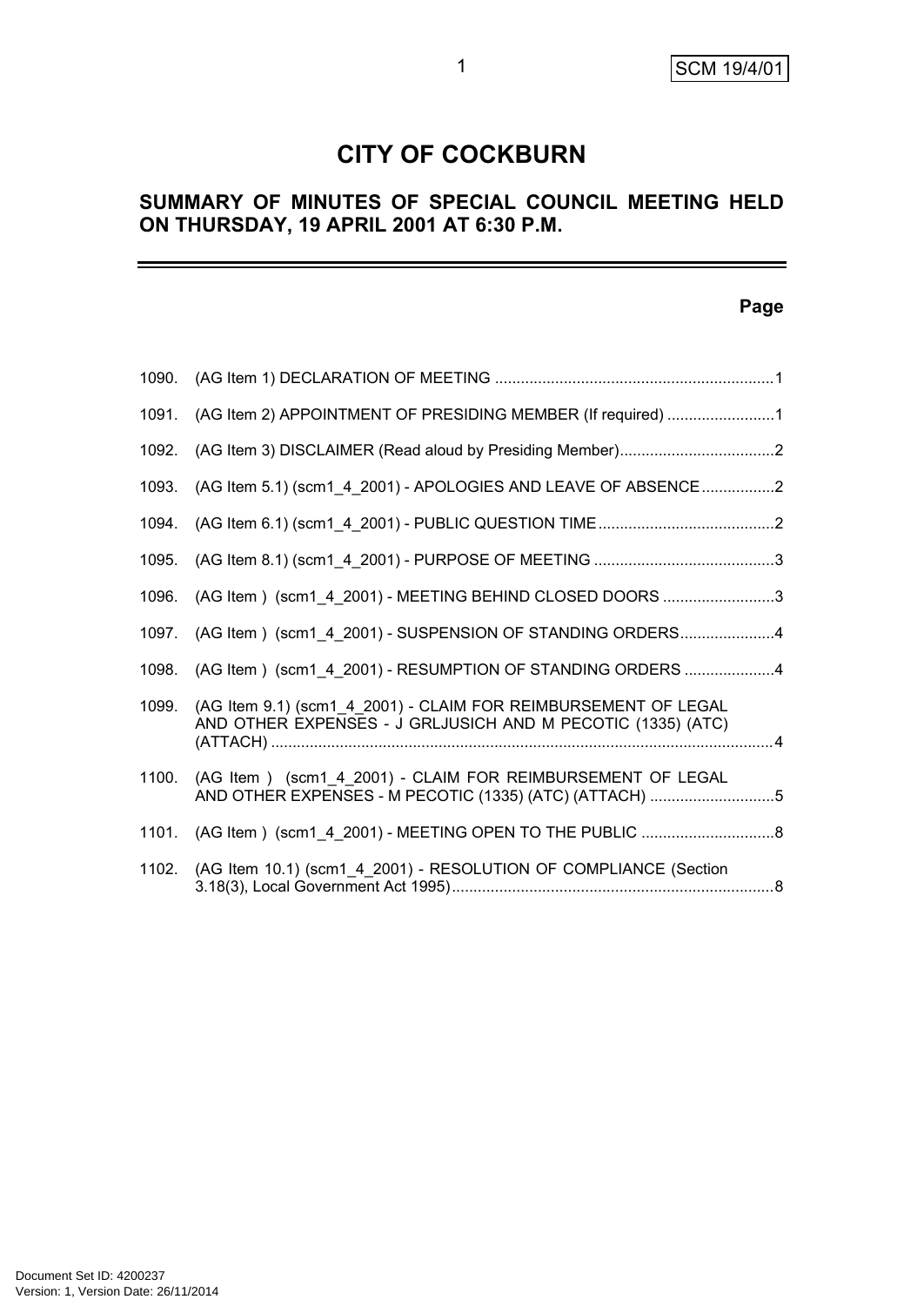# CITY OF COCKBURN

## SUMMARY OF MINUTES OF SPECIAL COUNCIL MEETING HELD ON THURSDAY, 19 APRIL 2001 AT 6:30 P.M.

| | | **Page** |
|---|---|---|
| 1090. | (AG Item 1) DECLARATION OF MEETING | 1 |
| 1091. | (AG Item 2) APPOINTMENT OF PRESIDING MEMBER (If required) | 1 |
| 1092. | (AG Item 3) DISCLAIMER (Read aloud by Presiding Member) | 2 |
| 1093. | (AG Item 5.1) (scm1_4_2001) - APOLOGIES AND LEAVE OF ABSENCE | 2 |
| 1094. | (AG Item 6.1) (scm1_4_2001) - PUBLIC QUESTION TIME | 2 |
| 1095. | (AG Item 8.1) (scm1_4_2001) - PURPOSE OF MEETING | 3 |
| 1096. | (AG Item ) (scm1_4_2001) - MEETING BEHIND CLOSED DOORS | 3 |
| 1097. | (AG Item ) (scm1_4_2001) - SUSPENSION OF STANDING ORDERS | 4 |
| 1098. | (AG Item ) (scm1_4_2001) - RESUMPTION OF STANDING ORDERS | 4 |
| 1099. | (AG Item 9.1) (scm1_4_2001) - CLAIM FOR REIMBURSEMENT OF LEGAL AND OTHER EXPENSES - J GRLJUSICH AND M PECOTIC (1335) (ATC) (ATTACH) | 4 |
| 1100. | (AG Item ) (scm1_4_2001) - CLAIM FOR REIMBURSEMENT OF LEGAL AND OTHER EXPENSES - M PECOTIC (1335) (ATC) (ATTACH) | 5 |
| 1101. | (AG Item ) (scm1_4_2001) - MEETING OPEN TO THE PUBLIC | 8 |
| 1102. | (AG Item 10.1) (scm1_4_2001) - RESOLUTION OF COMPLIANCE (Section 3.18(3), Local Government Act 1995) | 8 |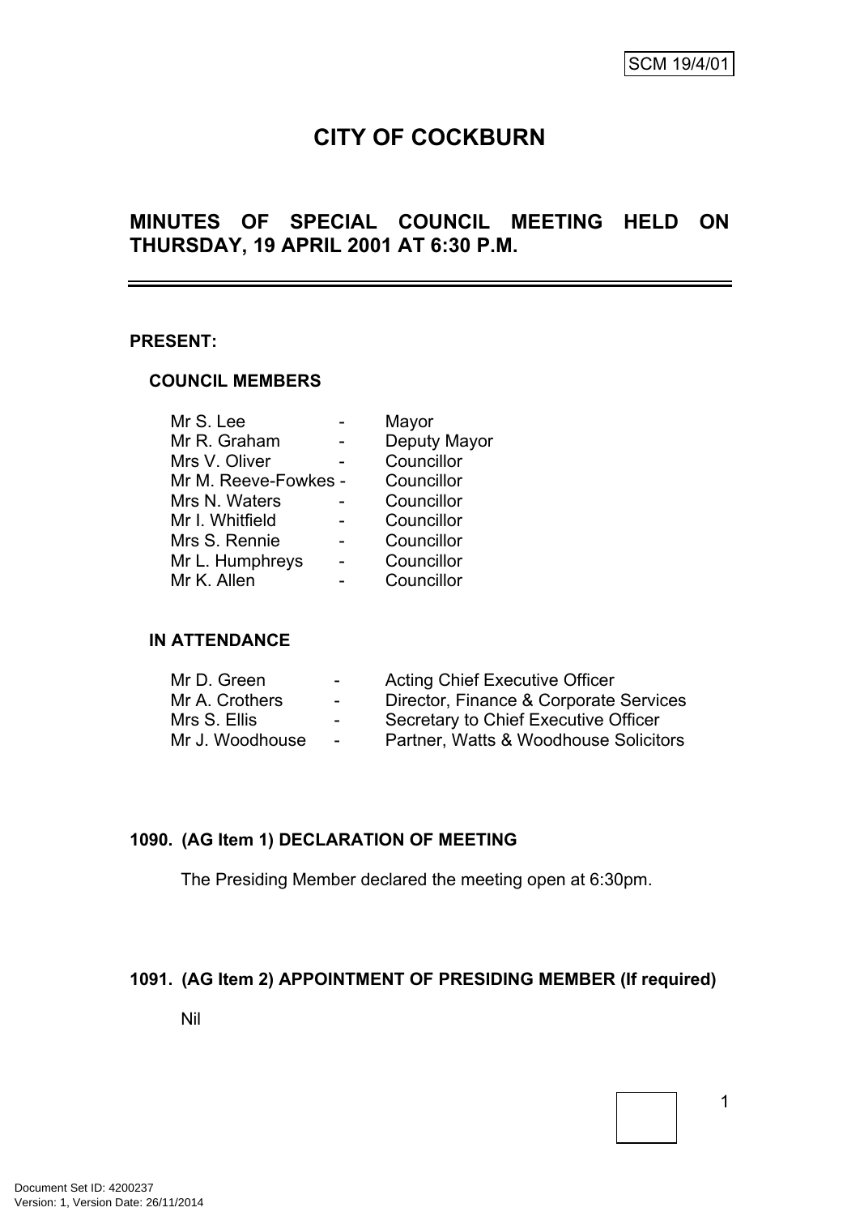SCM 19/4/01

# CITY OF COCKBURN

## MINUTES OF SPECIAL COUNCIL MEETING HELD ON THURSDAY, 19 APRIL 2001 AT 6:30 P.M.

**PRESENT:**

**COUNCIL MEMBERS**

| | | |
|---|---|---|
| Mr S. Lee | - | Mayor |
| Mr R. Graham | - | Deputy Mayor |
| Mrs V. Oliver | - | Councillor |
| Mr M. Reeve-Fowkes | - | Councillor |
| Mrs N. Waters | - | Councillor |
| Mr I. Whitfield | - | Councillor |
| Mrs S. Rennie | - | Councillor |
| Mr L. Humphreys | - | Councillor |
| Mr K. Allen | - | Councillor |

**IN ATTENDANCE**

| | | |
|---|---|---|
| Mr D. Green | - | Acting Chief Executive Officer |
| Mr A. Crothers | - | Director, Finance & Corporate Services |
| Mrs S. Ellis | - | Secretary to Chief Executive Officer |
| Mr J. Woodhouse | - | Partner, Watts & Woodhouse Solicitors |

### 1090. (AG Item 1) DECLARATION OF MEETING

The Presiding Member declared the meeting open at 6:30pm.

### 1091. (AG Item 2) APPOINTMENT OF PRESIDING MEMBER (If required)

Nil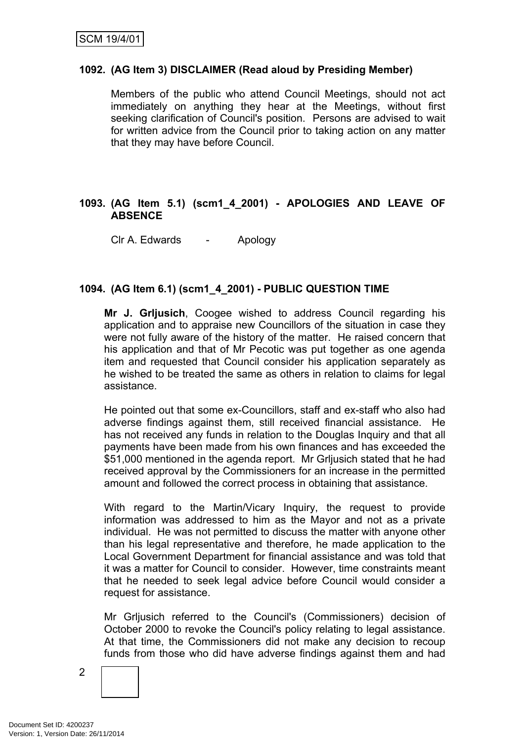**1092. (AG Item 3) DISCLAIMER (Read aloud by Presiding Member)**

Members of the public who attend Council Meetings, should not act immediately on anything they hear at the Meetings, without first seeking clarification of Council's position. Persons are advised to wait for written advice from the Council prior to taking action on any matter that they may have before Council.

**1093. (AG Item 5.1) (scm1_4_2001) - APOLOGIES AND LEAVE OF ABSENCE**

Clr A. Edwards - Apology

**1094. (AG Item 6.1) (scm1_4_2001) - PUBLIC QUESTION TIME**

**Mr J. Grljusich**, Coogee wished to address Council regarding his application and to appraise new Councillors of the situation in case they were not fully aware of the history of the matter. He raised concern that his application and that of Mr Pecotic was put together as one agenda item and requested that Council consider his application separately as he wished to be treated the same as others in relation to claims for legal assistance.

He pointed out that some ex-Councillors, staff and ex-staff who also had adverse findings against them, still received financial assistance. He has not received any funds in relation to the Douglas Inquiry and that all payments have been made from his own finances and has exceeded the $51,000 mentioned in the agenda report. Mr Grljusich stated that he had received approval by the Commissioners for an increase in the permitted amount and followed the correct process in obtaining that assistance.

With regard to the Martin/Vicary Inquiry, the request to provide information was addressed to him as the Mayor and not as a private individual. He was not permitted to discuss the matter with anyone other than his legal representative and therefore, he made application to the Local Government Department for financial assistance and was told that it was a matter for Council to consider. However, time constraints meant that he needed to seek legal advice before Council would consider a request for assistance.

Mr Grljusich referred to the Council's (Commissioners) decision of October 2000 to revoke the Council's policy relating to legal assistance. At that time, the Commissioners did not make any decision to recoup funds from those who did have adverse findings against them and had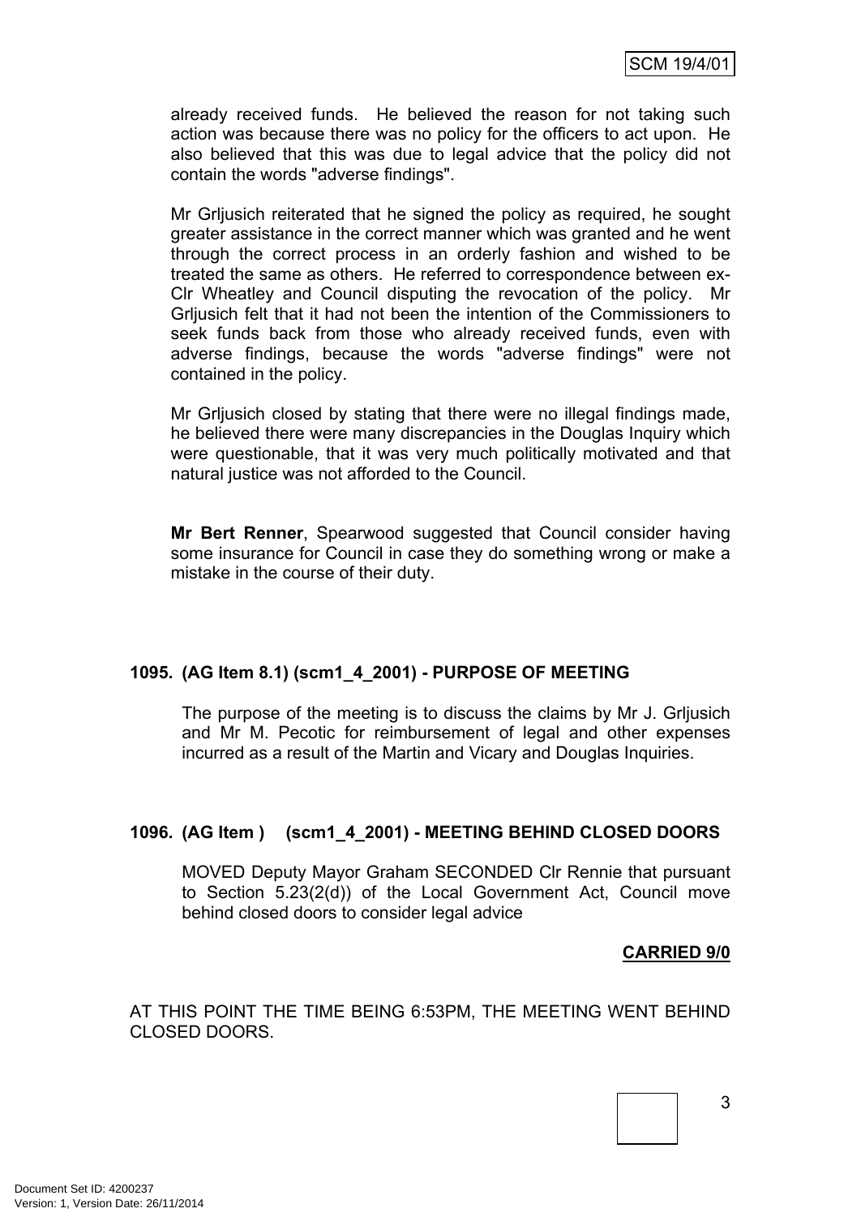already received funds. He believed the reason for not taking such action was because there was no policy for the officers to act upon. He also believed that this was due to legal advice that the policy did not contain the words "adverse findings".

Mr Grljusich reiterated that he signed the policy as required, he sought greater assistance in the correct manner which was granted and he went through the correct process in an orderly fashion and wished to be treated the same as others. He referred to correspondence between ex-Clr Wheatley and Council disputing the revocation of the policy. Mr Grljusich felt that it had not been the intention of the Commissioners to seek funds back from those who already received funds, even with adverse findings, because the words "adverse findings" were not contained in the policy.

Mr Grljusich closed by stating that there were no illegal findings made, he believed there were many discrepancies in the Douglas Inquiry which were questionable, that it was very much politically motivated and that natural justice was not afforded to the Council.

**Mr Bert Renner**, Spearwood suggested that Council consider having some insurance for Council in case they do something wrong or make a mistake in the course of their duty.

**1095. (AG Item 8.1) (scm1_4_2001) - PURPOSE OF MEETING**

The purpose of the meeting is to discuss the claims by Mr J. Grljusich and Mr M. Pecotic for reimbursement of legal and other expenses incurred as a result of the Martin and Vicary and Douglas Inquiries.

**1096. (AG Item ) (scm1_4_2001) - MEETING BEHIND CLOSED DOORS**

MOVED Deputy Mayor Graham SECONDED Clr Rennie that pursuant to Section 5.23(2(d)) of the Local Government Act, Council move behind closed doors to consider legal advice

**CARRIED 9/0**

AT THIS POINT THE TIME BEING 6:53PM, THE MEETING WENT BEHIND CLOSED DOORS.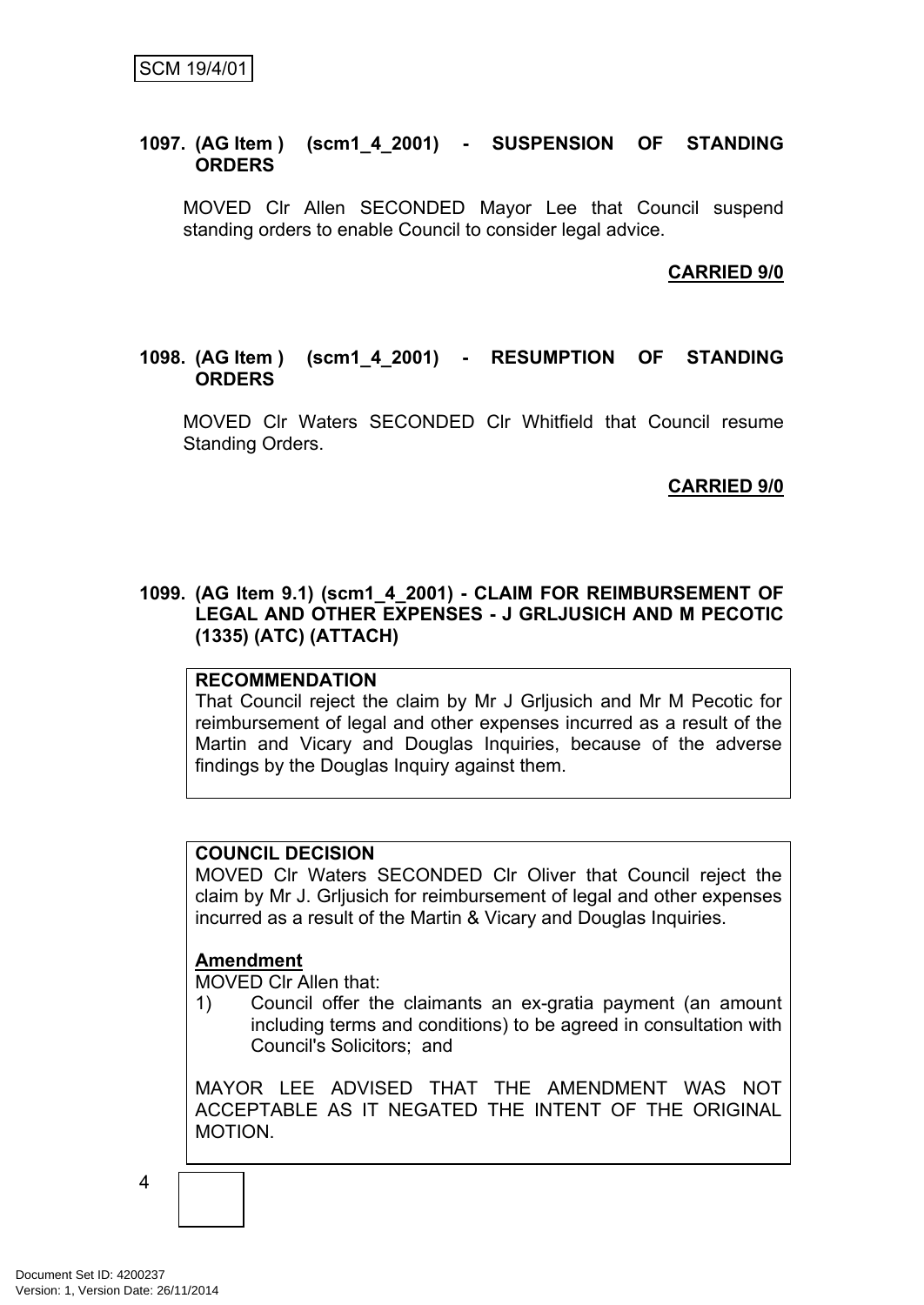**1097. (AG Item ) (scm1_4_2001) - SUSPENSION OF STANDING ORDERS**

MOVED Clr Allen SECONDED Mayor Lee that Council suspend standing orders to enable Council to consider legal advice.

**CARRIED 9/0**

**1098. (AG Item ) (scm1_4_2001) - RESUMPTION OF STANDING ORDERS**

MOVED Clr Waters SECONDED Clr Whitfield that Council resume Standing Orders.

**CARRIED 9/0**

**1099. (AG Item 9.1) (scm1_4_2001) - CLAIM FOR REIMBURSEMENT OF LEGAL AND OTHER EXPENSES - J GRLJUSICH AND M PECOTIC (1335) (ATC) (ATTACH)**

**RECOMMENDATION**

That Council reject the claim by Mr J Grljusich and Mr M Pecotic for reimbursement of legal and other expenses incurred as a result of the Martin and Vicary and Douglas Inquiries, because of the adverse findings by the Douglas Inquiry against them.

**COUNCIL DECISION**

MOVED Clr Waters SECONDED Clr Oliver that Council reject the claim by Mr J. Grljusich for reimbursement of legal and other expenses incurred as a result of the Martin & Vicary and Douglas Inquiries.

**Amendment**

MOVED Clr Allen that:

1) Council offer the claimants an ex-gratia payment (an amount including terms and conditions) to be agreed in consultation with Council's Solicitors; and

MAYOR LEE ADVISED THAT THE AMENDMENT WAS NOT ACCEPTABLE AS IT NEGATED THE INTENT OF THE ORIGINAL MOTION.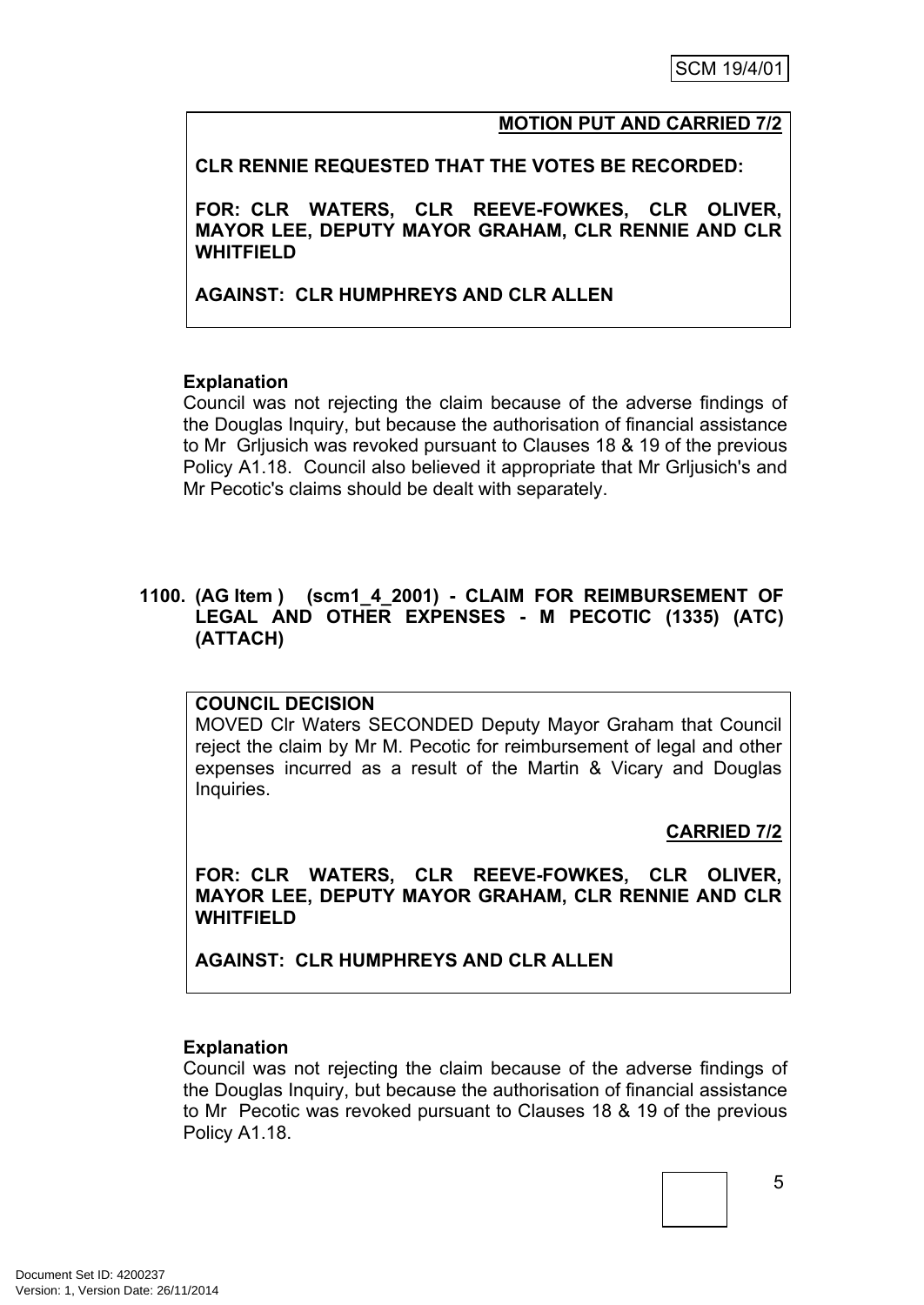**MOTION PUT AND CARRIED 7/2**

**CLR RENNIE REQUESTED THAT THE VOTES BE RECORDED:**

**FOR: CLR WATERS, CLR REEVE-FOWKES, CLR OLIVER, MAYOR LEE, DEPUTY MAYOR GRAHAM, CLR RENNIE AND CLR WHITFIELD**

**AGAINST: CLR HUMPHREYS AND CLR ALLEN**

**Explanation**

Council was not rejecting the claim because of the adverse findings of the Douglas Inquiry, but because the authorisation of financial assistance to Mr Grljusich was revoked pursuant to Clauses 18 & 19 of the previous Policy A1.18. Council also believed it appropriate that Mr Grljusich's and Mr Pecotic's claims should be dealt with separately.

### 1100. (AG Item ) (scm1_4_2001) - CLAIM FOR REIMBURSEMENT OF LEGAL AND OTHER EXPENSES - M PECOTIC (1335) (ATC) (ATTACH)

**COUNCIL DECISION**

MOVED Clr Waters SECONDED Deputy Mayor Graham that Council reject the claim by Mr M. Pecotic for reimbursement of legal and other expenses incurred as a result of the Martin & Vicary and Douglas Inquiries.

**CARRIED 7/2**

**FOR: CLR WATERS, CLR REEVE-FOWKES, CLR OLIVER, MAYOR LEE, DEPUTY MAYOR GRAHAM, CLR RENNIE AND CLR WHITFIELD**

**AGAINST: CLR HUMPHREYS AND CLR ALLEN**

**Explanation**

Council was not rejecting the claim because of the adverse findings of the Douglas Inquiry, but because the authorisation of financial assistance to Mr Pecotic was revoked pursuant to Clauses 18 & 19 of the previous Policy A1.18.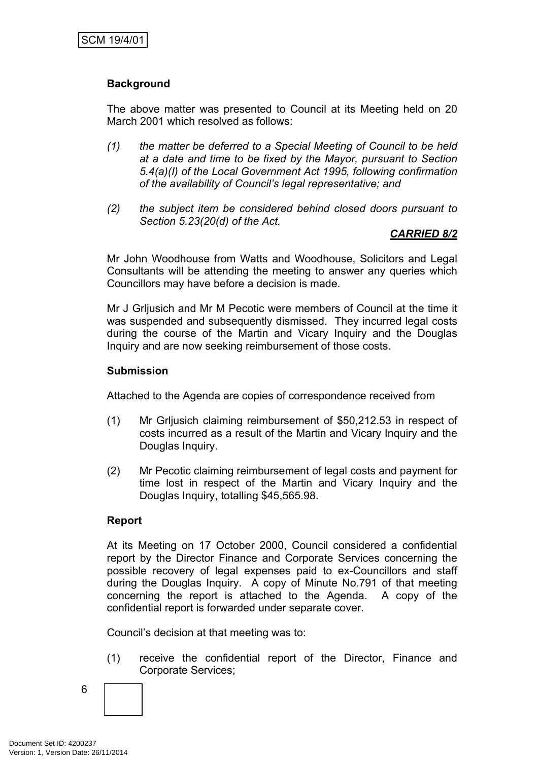### Background

The above matter was presented to Council at its Meeting held on 20 March 2001 which resolved as follows:

*(1) the matter be deferred to a Special Meeting of Council to be held at a date and time to be fixed by the Mayor, pursuant to Section 5.4(a)(I) of the Local Government Act 1995, following confirmation of the availability of Council's legal representative; and*

*(2) the subject item be considered behind closed doors pursuant to Section 5.23(20(d) of the Act.*

***CARRIED 8/2***

Mr John Woodhouse from Watts and Woodhouse, Solicitors and Legal Consultants will be attending the meeting to answer any queries which Councillors may have before a decision is made.

Mr J Grljusich and Mr M Pecotic were members of Council at the time it was suspended and subsequently dismissed. They incurred legal costs during the course of the Martin and Vicary Inquiry and the Douglas Inquiry and are now seeking reimbursement of those costs.

### Submission

Attached to the Agenda are copies of correspondence received from

(1) Mr Grljusich claiming reimbursement of $50,212.53 in respect of costs incurred as a result of the Martin and Vicary Inquiry and the Douglas Inquiry.

(2) Mr Pecotic claiming reimbursement of legal costs and payment for time lost in respect of the Martin and Vicary Inquiry and the Douglas Inquiry, totalling $45,565.98.

### Report

At its Meeting on 17 October 2000, Council considered a confidential report by the Director Finance and Corporate Services concerning the possible recovery of legal expenses paid to ex-Councillors and staff during the Douglas Inquiry. A copy of Minute No.791 of that meeting concerning the report is attached to the Agenda. A copy of the confidential report is forwarded under separate cover.

Council's decision at that meeting was to:

(1) receive the confidential report of the Director, Finance and Corporate Services;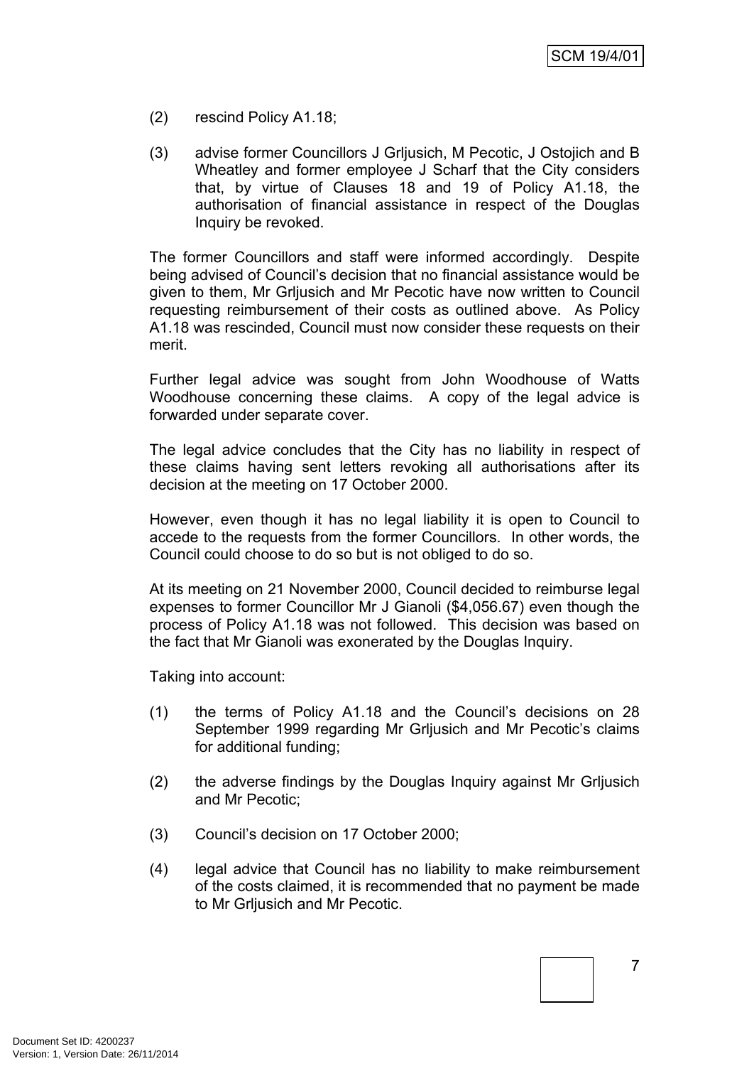(2) rescind Policy A1.18;

(3) advise former Councillors J Grljusich, M Pecotic, J Ostojich and B Wheatley and former employee J Scharf that the City considers that, by virtue of Clauses 18 and 19 of Policy A1.18, the authorisation of financial assistance in respect of the Douglas Inquiry be revoked.

The former Councillors and staff were informed accordingly. Despite being advised of Council's decision that no financial assistance would be given to them, Mr Grljusich and Mr Pecotic have now written to Council requesting reimbursement of their costs as outlined above. As Policy A1.18 was rescinded, Council must now consider these requests on their merit.

Further legal advice was sought from John Woodhouse of Watts Woodhouse concerning these claims. A copy of the legal advice is forwarded under separate cover.

The legal advice concludes that the City has no liability in respect of these claims having sent letters revoking all authorisations after its decision at the meeting on 17 October 2000.

However, even though it has no legal liability it is open to Council to accede to the requests from the former Councillors. In other words, the Council could choose to do so but is not obliged to do so.

At its meeting on 21 November 2000, Council decided to reimburse legal expenses to former Councillor Mr J Gianoli ($4,056.67) even though the process of Policy A1.18 was not followed. This decision was based on the fact that Mr Gianoli was exonerated by the Douglas Inquiry.

Taking into account:

(1) the terms of Policy A1.18 and the Council's decisions on 28 September 1999 regarding Mr Grljusich and Mr Pecotic's claims for additional funding;

(2) the adverse findings by the Douglas Inquiry against Mr Grljusich and Mr Pecotic;

(3) Council's decision on 17 October 2000;

(4) legal advice that Council has no liability to make reimbursement of the costs claimed, it is recommended that no payment be made to Mr Grljusich and Mr Pecotic.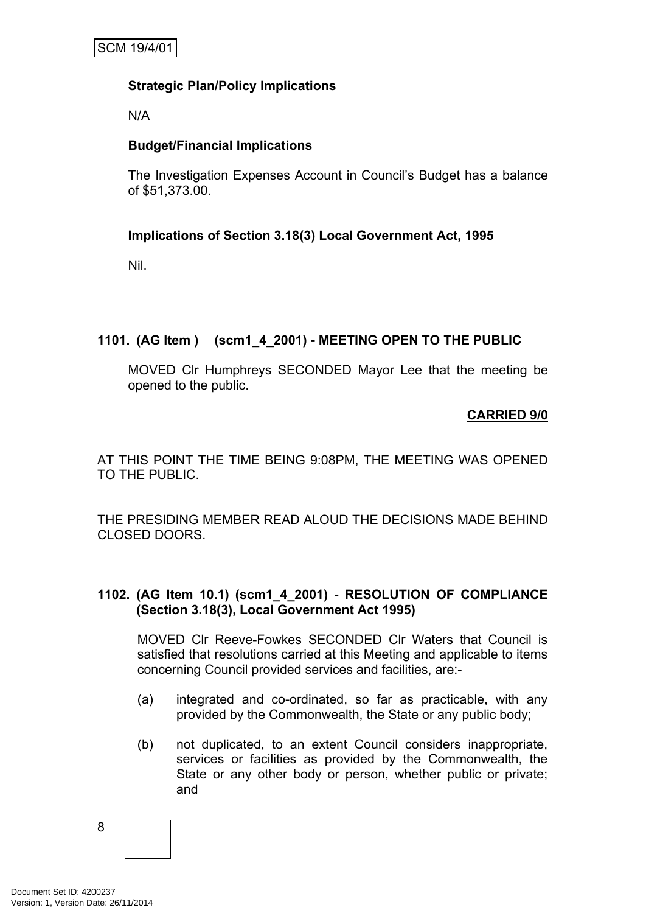**Strategic Plan/Policy Implications**

N/A

**Budget/Financial Implications**

The Investigation Expenses Account in Council's Budget has a balance of $51,373.00.

**Implications of Section 3.18(3) Local Government Act, 1995**

Nil.

**1101. (AG Item ) (scm1_4_2001) - MEETING OPEN TO THE PUBLIC**

MOVED Clr Humphreys SECONDED Mayor Lee that the meeting be opened to the public.

**CARRIED 9/0**

AT THIS POINT THE TIME BEING 9:08PM, THE MEETING WAS OPENED TO THE PUBLIC.

THE PRESIDING MEMBER READ ALOUD THE DECISIONS MADE BEHIND CLOSED DOORS.

**1102. (AG Item 10.1) (scm1_4_2001) - RESOLUTION OF COMPLIANCE (Section 3.18(3), Local Government Act 1995)**

MOVED Clr Reeve-Fowkes SECONDED Clr Waters that Council is satisfied that resolutions carried at this Meeting and applicable to items concerning Council provided services and facilities, are:-

(a) integrated and co-ordinated, so far as practicable, with any provided by the Commonwealth, the State or any public body;

(b) not duplicated, to an extent Council considers inappropriate, services or facilities as provided by the Commonwealth, the State or any other body or person, whether public or private; and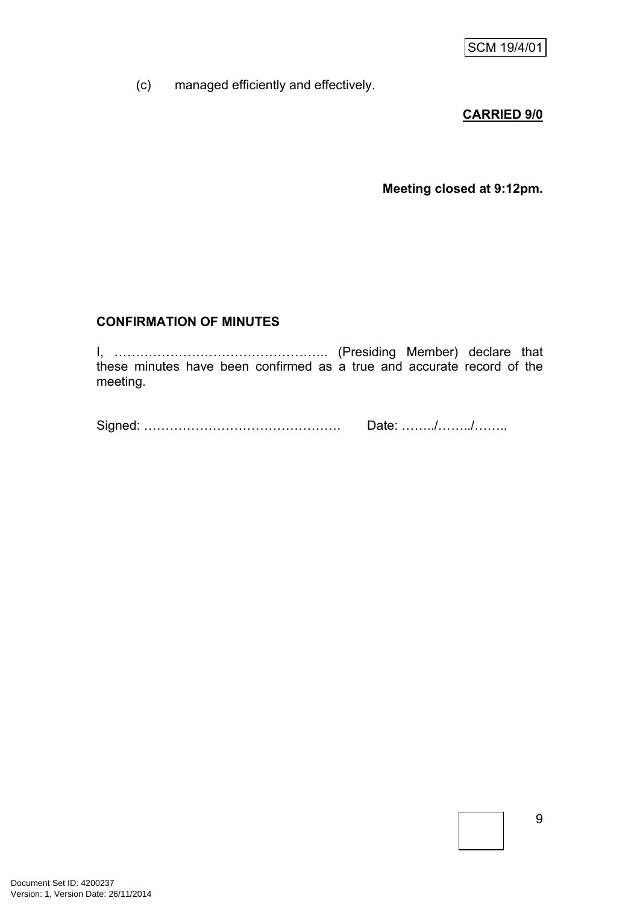(c) managed efficiently and effectively.

**CARRIED 9/0**

**Meeting closed at 9:12pm.**

**CONFIRMATION OF MINUTES**

I, ………………………………………….. (Presiding Member) declare that these minutes have been confirmed as a true and accurate record of the meeting.

Signed: ………………………………………. Date: ……../……../……..